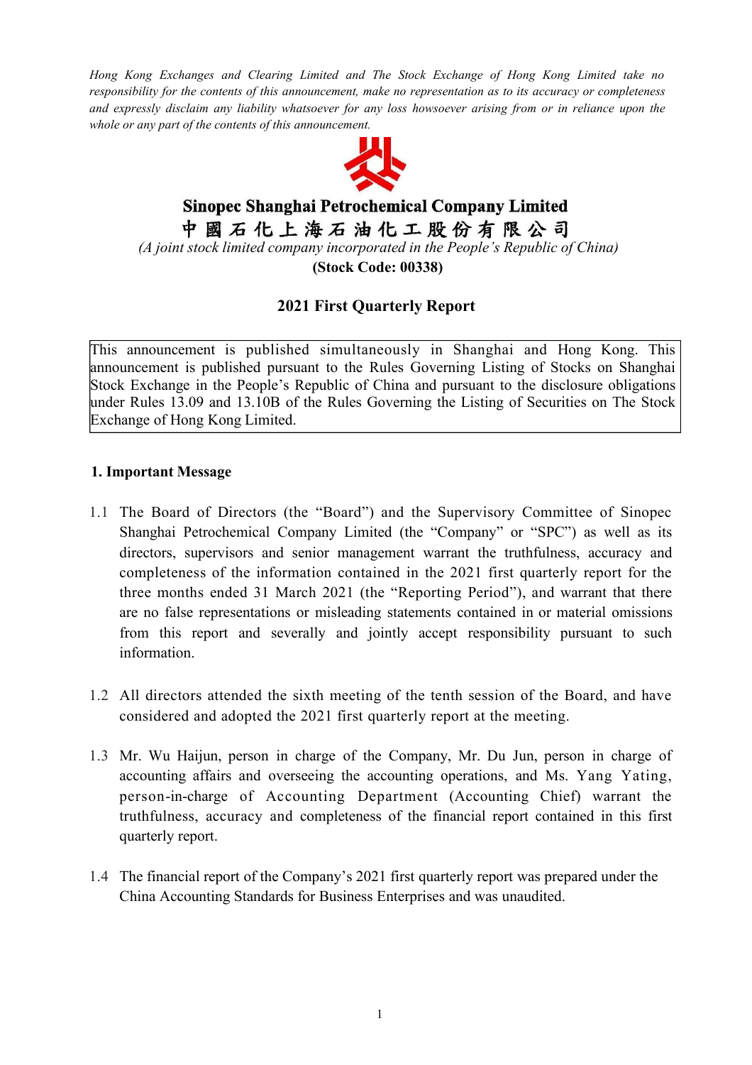*Hong Kong Exchanges and Clearing Limited and The Stock Exchange of Hong Kong Limited take no responsibility for the contents of this announcement, make no representation as to its accuracy or completeness and expressly disclaim any liability whatsoever for any loss howsoever arising from or in reliance upon the whole or any part of the contents of this announcement.*

**Sinopec Shanghai Petrochemical Company Limited**

**中國石化上海石油化工股份有限公司**

*(A joint stock limited company incorporated in the People's Republic of China)*

**(Stock Code: 00338)**

# 2021 First Quarterly Report

This announcement is published simultaneously in Shanghai and Hong Kong. This announcement is published pursuant to the Rules Governing Listing of Stocks on Shanghai Stock Exchange in the People's Republic of China and pursuant to the disclosure obligations under Rules 13.09 and 13.10B of the Rules Governing the Listing of Securities on The Stock Exchange of Hong Kong Limited.

## 1. Important Message

1.1 The Board of Directors (the "Board") and the Supervisory Committee of Sinopec Shanghai Petrochemical Company Limited (the "Company" or "SPC") as well as its directors, supervisors and senior management warrant the truthfulness, accuracy and completeness of the information contained in the 2021 first quarterly report for the three months ended 31 March 2021 (the "Reporting Period"), and warrant that there are no false representations or misleading statements contained in or material omissions from this report and severally and jointly accept responsibility pursuant to such information.

1.2 All directors attended the sixth meeting of the tenth session of the Board, and have considered and adopted the 2021 first quarterly report at the meeting.

1.3 Mr. Wu Haijun, person in charge of the Company, Mr. Du Jun, person in charge of accounting affairs and overseeing the accounting operations, and Ms. Yang Yating, person-in-charge of Accounting Department (Accounting Chief) warrant the truthfulness, accuracy and completeness of the financial report contained in this first quarterly report.

1.4 The financial report of the Company's 2021 first quarterly report was prepared under the China Accounting Standards for Business Enterprises and was unaudited.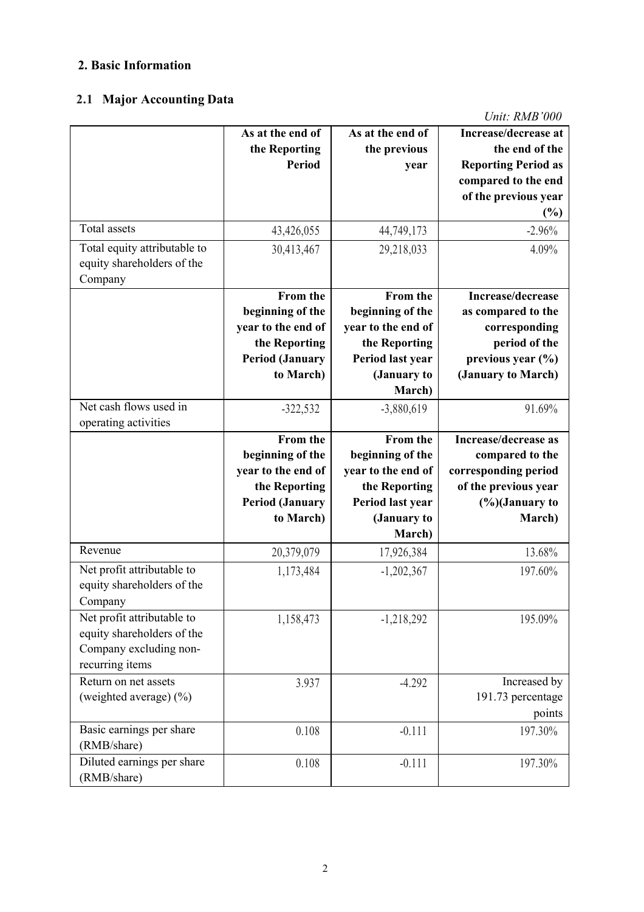## 2. Basic Information

### 2.1 Major Accounting Data

*Unit: RMB'000*

| | As at the end of the Reporting Period | As at the end of the previous year | Increase/decrease at the end of the Reporting Period as compared to the end of the previous year (%) |
|---|---|---|---|
| Total assets | 43,426,055 | 44,749,173 | -2.96% |
| Total equity attributable to equity shareholders of the Company | 30,413,467 | 29,218,033 | 4.09% |
| | **From the beginning of the year to the end of the Reporting Period (January to March)** | **From the beginning of the year to the end of the Reporting Period last year (January to March)** | **Increase/decrease as compared to the corresponding period of the previous year (%) (January to March)** |
| Net cash flows used in operating activities | -322,532 | -3,880,619 | 91.69% |
| | **From the beginning of the year to the end of the Reporting Period (January to March)** | **From the beginning of the year to the end of the Reporting Period last year (January to March)** | **Increase/decrease as compared to the corresponding period of the previous year (%)(January to March)** |
| Revenue | 20,379,079 | 17,926,384 | 13.68% |
| Net profit attributable to equity shareholders of the Company | 1,173,484 | -1,202,367 | 197.60% |
| Net profit attributable to equity shareholders of the Company excluding non-recurring items | 1,158,473 | -1,218,292 | 195.09% |
| Return on net assets (weighted average) (%) | 3.937 | -4.292 | Increased by 191.73 percentage points |
| Basic earnings per share (RMB/share) | 0.108 | -0.111 | 197.30% |
| Diluted earnings per share (RMB/share) | 0.108 | -0.111 | 197.30% |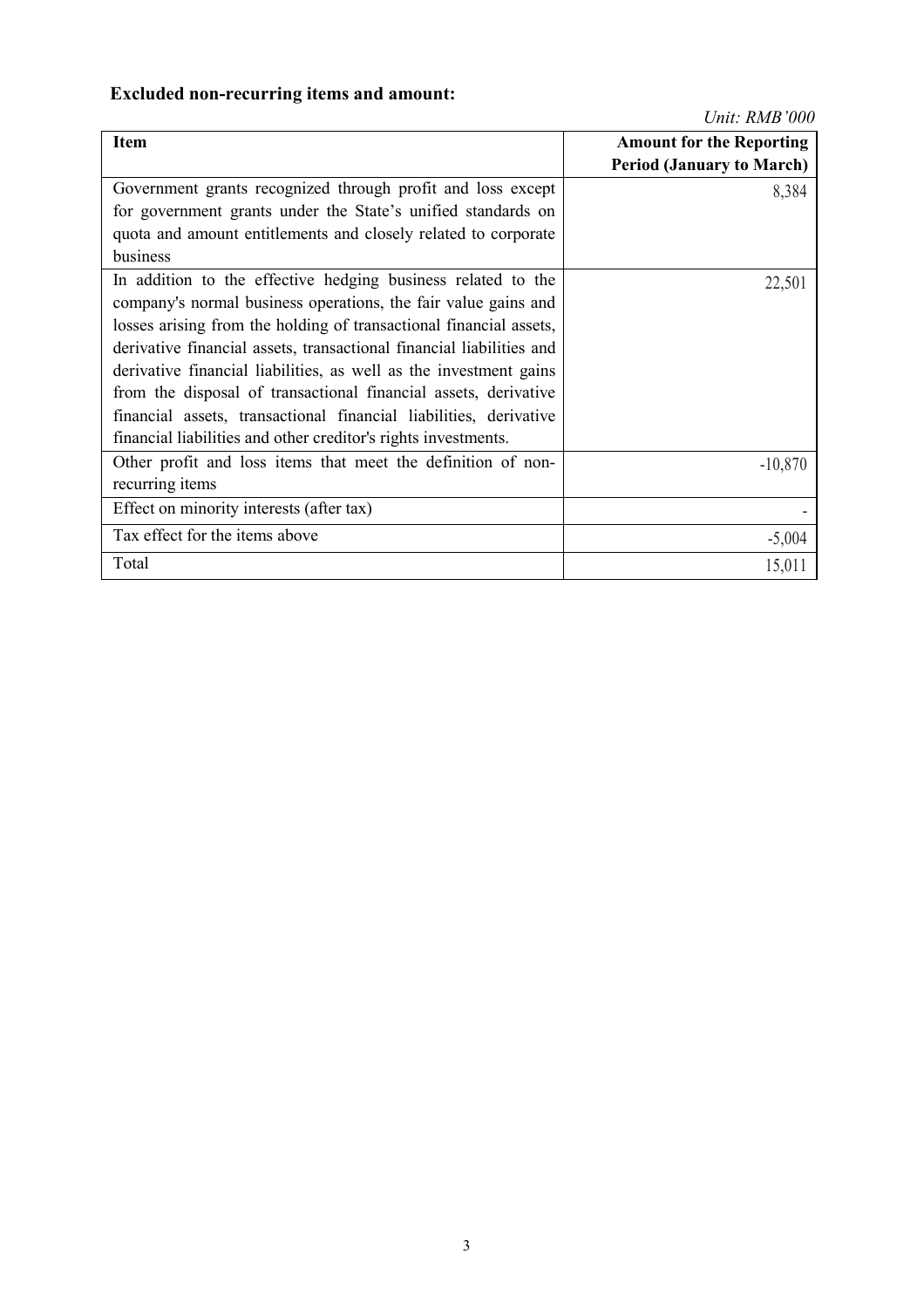**Excluded non-recurring items and amount:**

*Unit: RMB'000*

| Item | Amount for the Reporting Period (January to March) |
| --- | --- |
| Government grants recognized through profit and loss except for government grants under the State's unified standards on quota and amount entitlements and closely related to corporate business | 8,384 |
| In addition to the effective hedging business related to the company's normal business operations, the fair value gains and losses arising from the holding of transactional financial assets, derivative financial assets, transactional financial liabilities and derivative financial liabilities, as well as the investment gains from the disposal of transactional financial assets, derivative financial assets, transactional financial liabilities, derivative financial liabilities and other creditor's rights investments. | 22,501 |
| Other profit and loss items that meet the definition of non-recurring items | -10,870 |
| Effect on minority interests (after tax) | - |
| Tax effect for the items above | -5,004 |
| Total | 15,011 |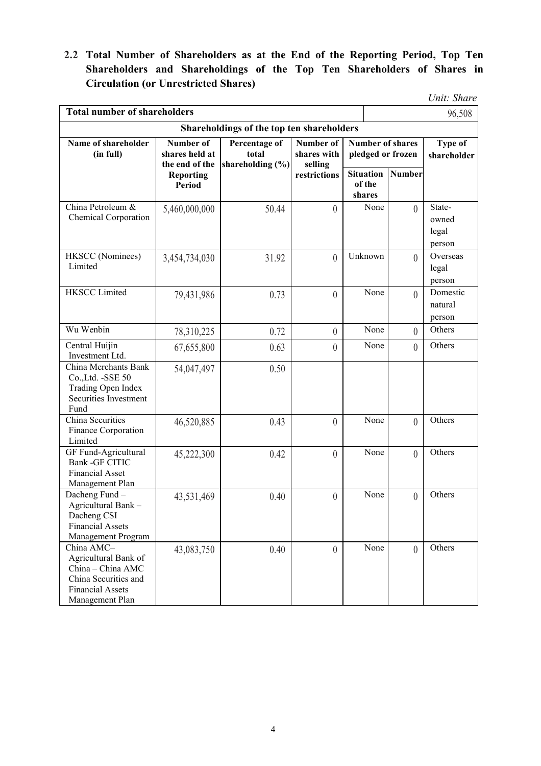## 2.2 Total Number of Shareholders as at the End of the Reporting Period, Top Ten Shareholders and Shareholdings of the Top Ten Shareholders of Shares in Circulation (or Unrestricted Shares)

*Unit: Share*

| **Total number of shareholders** | | | | | | 96,508 |
|---|---|---|---|---|---|---|
| **Shareholdings of the top ten shareholders** | | | | | | |
| **Name of shareholder (in full)** | **Number of shares held at the end of the Reporting Period** | **Percentage of total shareholding (%)** | **Number of shares with selling restrictions** | **Number of shares pledged or frozen** | | **Type of shareholder** |
| | | | | **Situation of the shares** | **Number** | |
| China Petroleum & Chemical Corporation | 5,460,000,000 | 50.44 | 0 | None | 0 | State-owned legal person |
| HKSCC (Nominees) Limited | 3,454,734,030 | 31.92 | 0 | Unknown | 0 | Overseas legal person |
| HKSCC Limited | 79,431,986 | 0.73 | 0 | None | 0 | Domestic natural person |
| Wu Wenbin | 78,310,225 | 0.72 | 0 | None | 0 | Others |
| Central Huijin Investment Ltd. | 67,655,800 | 0.63 | 0 | None | 0 | Others |
| China Merchants Bank Co.,Ltd. -SSE 50 Trading Open Index Securities Investment Fund | 54,047,497 | 0.50 | | | | |
| China Securities Finance Corporation Limited | 46,520,885 | 0.43 | 0 | None | 0 | Others |
| GF Fund-Agricultural Bank -GF CITIC Financial Asset Management Plan | 45,222,300 | 0.42 | 0 | None | 0 | Others |
| Dacheng Fund – Agricultural Bank – Dacheng CSI Financial Assets Management Program | 43,531,469 | 0.40 | 0 | None | 0 | Others |
| China AMC– Agricultural Bank of China – China AMC China Securities and Financial Assets Management Plan | 43,083,750 | 0.40 | 0 | None | 0 | Others |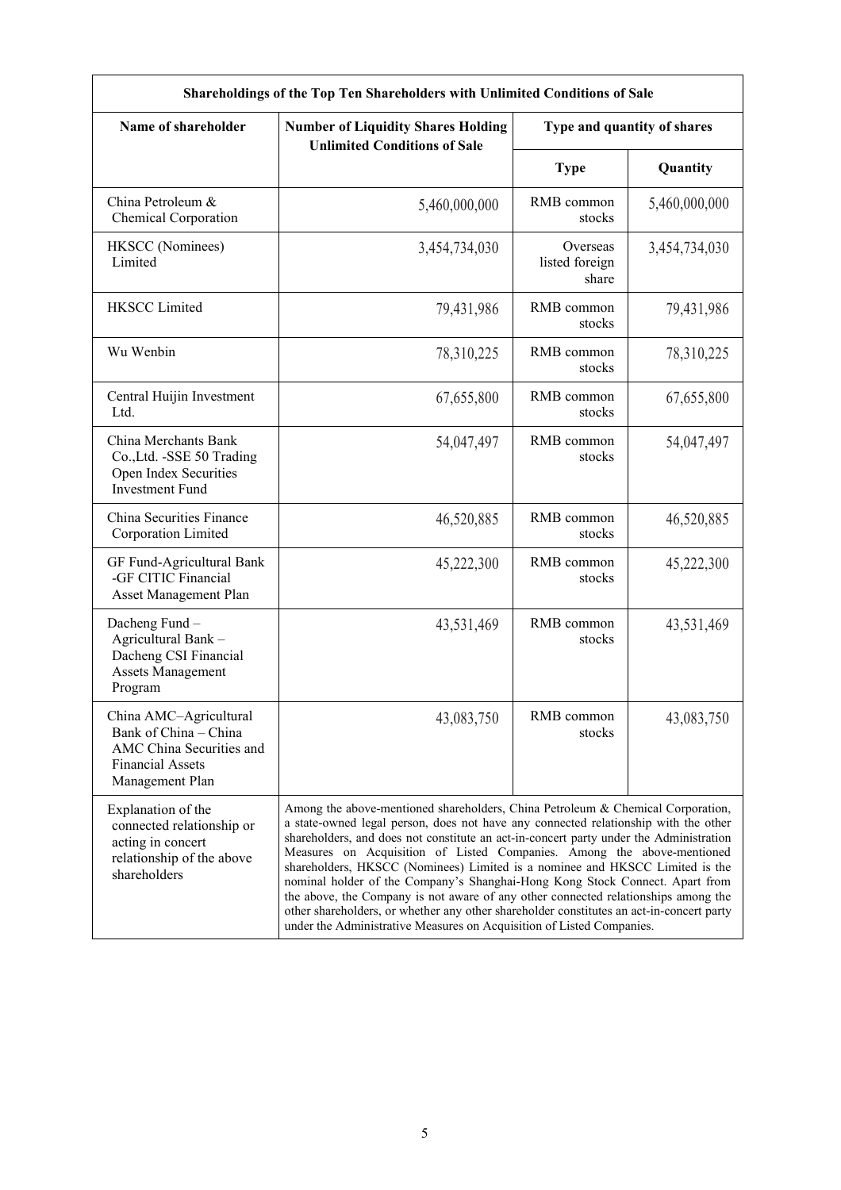| Shareholdings of the Top Ten Shareholders with Unlimited Conditions of Sale | | | |
|---|---|---|---|
| Name of shareholder | Number of Liquidity Shares Holding Unlimited Conditions of Sale | Type and quantity of shares | |
| | | Type | Quantity |
| China Petroleum & Chemical Corporation | 5,460,000,000 | RMB common stocks | 5,460,000,000 |
| HKSCC (Nominees) Limited | 3,454,734,030 | Overseas listed foreign share | 3,454,734,030 |
| HKSCC Limited | 79,431,986 | RMB common stocks | 79,431,986 |
| Wu Wenbin | 78,310,225 | RMB common stocks | 78,310,225 |
| Central Huijin Investment Ltd. | 67,655,800 | RMB common stocks | 67,655,800 |
| China Merchants Bank Co.,Ltd. -SSE 50 Trading Open Index Securities Investment Fund | 54,047,497 | RMB common stocks | 54,047,497 |
| China Securities Finance Corporation Limited | 46,520,885 | RMB common stocks | 46,520,885 |
| GF Fund-Agricultural Bank -GF CITIC Financial Asset Management Plan | 45,222,300 | RMB common stocks | 45,222,300 |
| Dacheng Fund – Agricultural Bank – Dacheng CSI Financial Assets Management Program | 43,531,469 | RMB common stocks | 43,531,469 |
| China AMC–Agricultural Bank of China – China AMC China Securities and Financial Assets Management Plan | 43,083,750 | RMB common stocks | 43,083,750 |
| Explanation of the connected relationship or acting in concert relationship of the above shareholders | Among the above-mentioned shareholders, China Petroleum & Chemical Corporation, a state-owned legal person, does not have any connected relationship with the other shareholders, and does not constitute an act-in-concert party under the Administration Measures on Acquisition of Listed Companies. Among the above-mentioned shareholders, HKSCC (Nominees) Limited is a nominee and HKSCC Limited is the nominal holder of the Company's Shanghai-Hong Kong Stock Connect. Apart from the above, the Company is not aware of any other connected relationships among the other shareholders, or whether any other shareholder constitutes an act-in-concert party under the Administrative Measures on Acquisition of Listed Companies. | | |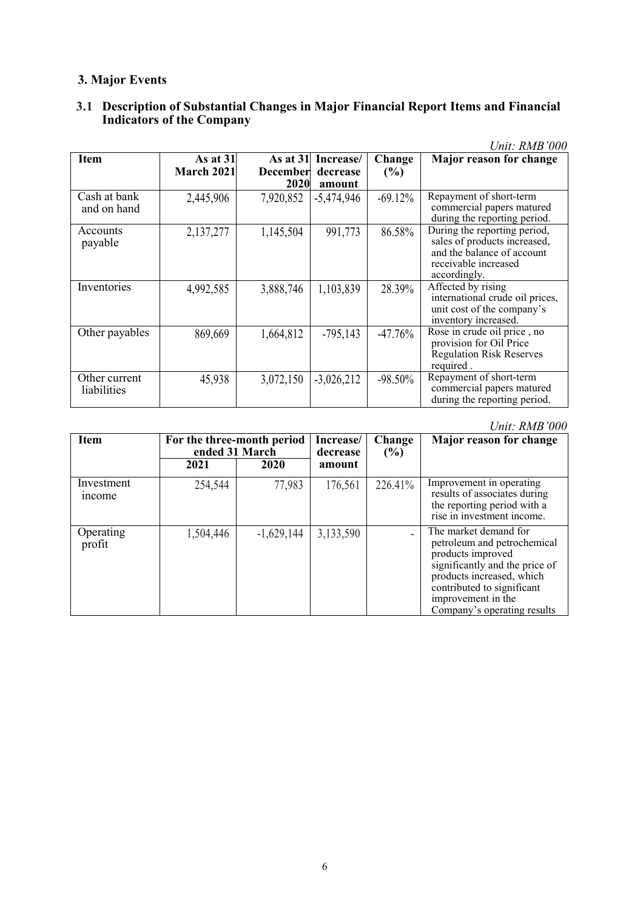## 3. Major Events

### 3.1 Description of Substantial Changes in Major Financial Report Items and Financial Indicators of the Company

*Unit: RMB'000*

| Item | As at 31 March 2021 | As at 31 December 2020 | Increase/ decrease amount | Change (%) | Major reason for change |
|---|---|---|---|---|---|
| Cash at bank and on hand | 2,445,906 | 7,920,852 | -5,474,946 | -69.12% | Repayment of short-term commercial papers matured during the reporting period. |
| Accounts payable | 2,137,277 | 1,145,504 | 991,773 | 86.58% | During the reporting period, sales of products increased, and the balance of account receivable increased accordingly. |
| Inventories | 4,992,585 | 3,888,746 | 1,103,839 | 28.39% | Affected by rising international crude oil prices, unit cost of the company's inventory increased. |
| Other payables | 869,669 | 1,664,812 | -795,143 | -47.76% | Rose in crude oil price , no provision for Oil Price Regulation Risk Reserves required . |
| Other current liabilities | 45,938 | 3,072,150 | -3,026,212 | -98.50% | Repayment of short-term commercial papers matured during the reporting period. |

*Unit: RMB'000*

| Item | For the three-month period ended 31 March | | Increase/ decrease amount | Change (%) | Major reason for change |
|---|---|---|---|---|---|
| | 2021 | 2020 | | | |
| Investment income | 254,544 | 77,983 | 176,561 | 226.41% | Improvement in operating results of associates during the reporting period with a rise in investment income. |
| Operating profit | 1,504,446 | -1,629,144 | 3,133,590 | - | The market demand for petroleum and petrochemical products improved significantly and the price of products increased, which contributed to significant improvement in the Company's operating results |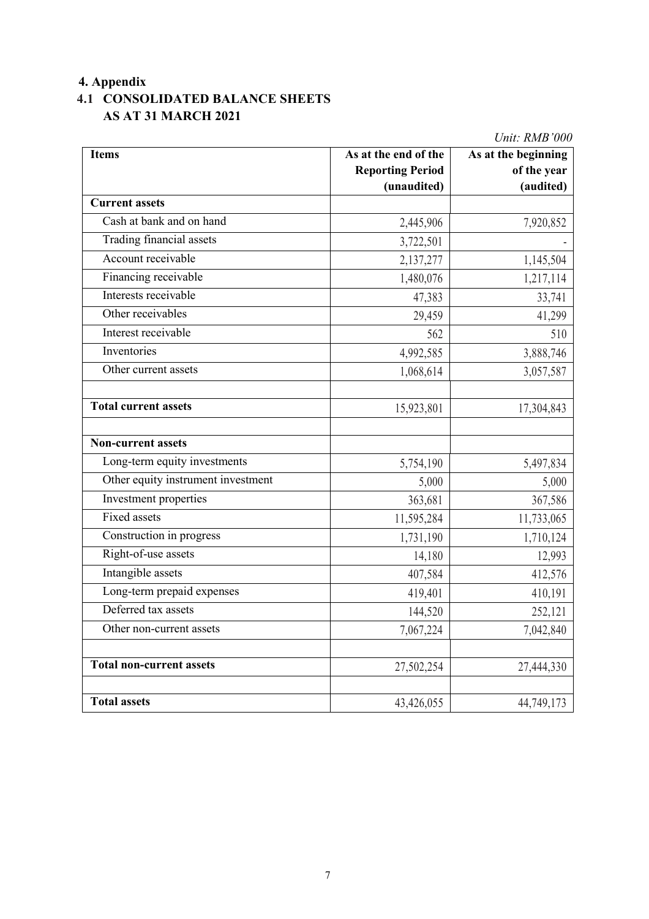## 4. Appendix

### 4.1 CONSOLIDATED BALANCE SHEETS AS AT 31 MARCH 2021

*Unit: RMB'000*

| Items | As at the end of the Reporting Period (unaudited) | As at the beginning of the year (audited) |
|---|---|---|
| **Current assets** | | |
| Cash at bank and on hand | 2,445,906 | 7,920,852 |
| Trading financial assets | 3,722,501 | - |
| Account receivable | 2,137,277 | 1,145,504 |
| Financing receivable | 1,480,076 | 1,217,114 |
| Interests receivable | 47,383 | 33,741 |
| Other receivables | 29,459 | 41,299 |
| Interest receivable | 562 | 510 |
| Inventories | 4,992,585 | 3,888,746 |
| Other current assets | 1,068,614 | 3,057,587 |
| | | |
| **Total current assets** | 15,923,801 | 17,304,843 |
| | | |
| **Non-current assets** | | |
| Long-term equity investments | 5,754,190 | 5,497,834 |
| Other equity instrument investment | 5,000 | 5,000 |
| Investment properties | 363,681 | 367,586 |
| Fixed assets | 11,595,284 | 11,733,065 |
| Construction in progress | 1,731,190 | 1,710,124 |
| Right-of-use assets | 14,180 | 12,993 |
| Intangible assets | 407,584 | 412,576 |
| Long-term prepaid expenses | 419,401 | 410,191 |
| Deferred tax assets | 144,520 | 252,121 |
| Other non-current assets | 7,067,224 | 7,042,840 |
| | | |
| **Total non-current assets** | 27,502,254 | 27,444,330 |
| | | |
| **Total assets** | 43,426,055 | 44,749,173 |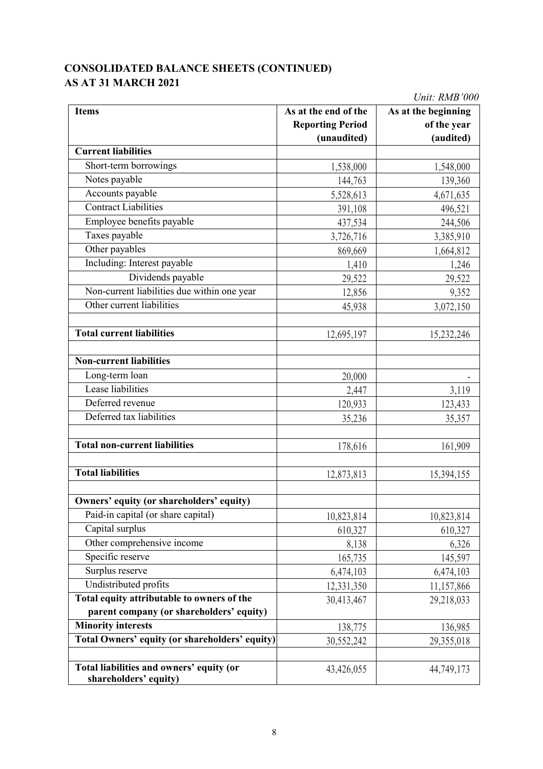## CONSOLIDATED BALANCE SHEETS (CONTINUED)
## AS AT 31 MARCH 2021

*Unit: RMB'000*

| Items | As at the end of the Reporting Period (unaudited) | As at the beginning of the year (audited) |
|---|---|---|
| **Current liabilities** | | |
| Short-term borrowings | 1,538,000 | 1,548,000 |
| Notes payable | 144,763 | 139,360 |
| Accounts payable | 5,528,613 | 4,671,635 |
| Contract Liabilities | 391,108 | 496,521 |
| Employee benefits payable | 437,534 | 244,506 |
| Taxes payable | 3,726,716 | 3,385,910 |
| Other payables | 869,669 | 1,664,812 |
| Including: Interest payable | 1,410 | 1,246 |
| Dividends payable | 29,522 | 29,522 |
| Non-current liabilities due within one year | 12,856 | 9,352 |
| Other current liabilities | 45,938 | 3,072,150 |
| | | |
| **Total current liabilities** | 12,695,197 | 15,232,246 |
| | | |
| **Non-current liabilities** | | |
| Long-term loan | 20,000 | - |
| Lease liabilities | 2,447 | 3,119 |
| Deferred revenue | 120,933 | 123,433 |
| Deferred tax liabilities | 35,236 | 35,357 |
| | | |
| **Total non-current liabilities** | 178,616 | 161,909 |
| | | |
| **Total liabilities** | 12,873,813 | 15,394,155 |
| | | |
| **Owners' equity (or shareholders' equity)** | | |
| Paid-in capital (or share capital) | 10,823,814 | 10,823,814 |
| Capital surplus | 610,327 | 610,327 |
| Other comprehensive income | 8,138 | 6,326 |
| Specific reserve | 165,735 | 145,597 |
| Surplus reserve | 6,474,103 | 6,474,103 |
| Undistributed profits | 12,331,350 | 11,157,866 |
| **Total equity attributable to owners of the parent company (or shareholders' equity)** | 30,413,467 | 29,218,033 |
| **Minority interests** | 138,775 | 136,985 |
| **Total Owners' equity (or shareholders' equity)** | 30,552,242 | 29,355,018 |
| | | |
| **Total liabilities and owners' equity (or shareholders' equity)** | 43,426,055 | 44,749,173 |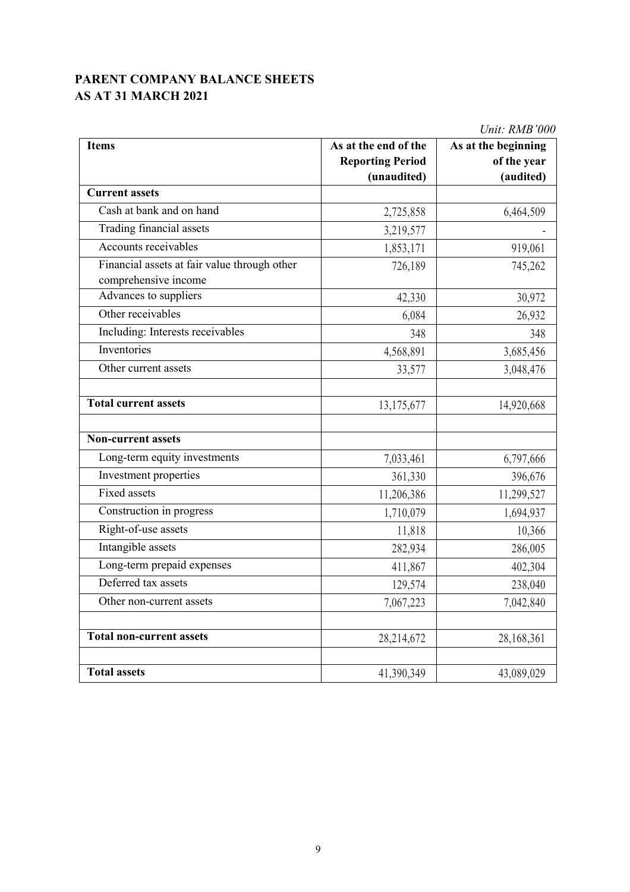# PARENT COMPANY BALANCE SHEETS
# AS AT 31 MARCH 2021

*Unit: RMB'000*

| Items | As at the end of the Reporting Period (unaudited) | As at the beginning of the year (audited) |
|---|---|---|
| **Current assets** | | |
| Cash at bank and on hand | 2,725,858 | 6,464,509 |
| Trading financial assets | 3,219,577 | - |
| Accounts receivables | 1,853,171 | 919,061 |
| Financial assets at fair value through other comprehensive income | 726,189 | 745,262 |
| Advances to suppliers | 42,330 | 30,972 |
| Other receivables | 6,084 | 26,932 |
| Including: Interests receivables | 348 | 348 |
| Inventories | 4,568,891 | 3,685,456 |
| Other current assets | 33,577 | 3,048,476 |
| | | |
| **Total current assets** | 13,175,677 | 14,920,668 |
| | | |
| **Non-current assets** | | |
| Long-term equity investments | 7,033,461 | 6,797,666 |
| Investment properties | 361,330 | 396,676 |
| Fixed assets | 11,206,386 | 11,299,527 |
| Construction in progress | 1,710,079 | 1,694,937 |
| Right-of-use assets | 11,818 | 10,366 |
| Intangible assets | 282,934 | 286,005 |
| Long-term prepaid expenses | 411,867 | 402,304 |
| Deferred tax assets | 129,574 | 238,040 |
| Other non-current assets | 7,067,223 | 7,042,840 |
| | | |
| **Total non-current assets** | 28,214,672 | 28,168,361 |
| | | |
| **Total assets** | 41,390,349 | 43,089,029 |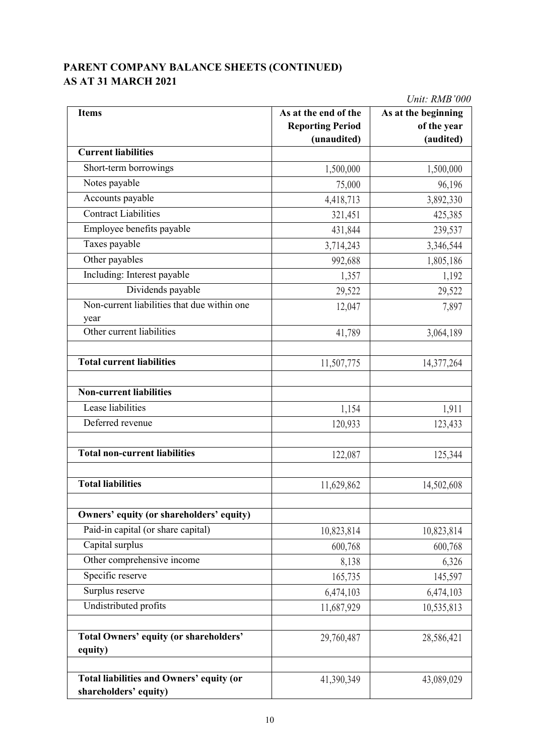## PARENT COMPANY BALANCE SHEETS (CONTINUED)
## AS AT 31 MARCH 2021

*Unit: RMB'000*

| Items | As at the end of the Reporting Period (unaudited) | As at the beginning of the year (audited) |
|---|---|---|
| **Current liabilities** | | |
| Short-term borrowings | 1,500,000 | 1,500,000 |
| Notes payable | 75,000 | 96,196 |
| Accounts payable | 4,418,713 | 3,892,330 |
| Contract Liabilities | 321,451 | 425,385 |
| Employee benefits payable | 431,844 | 239,537 |
| Taxes payable | 3,714,243 | 3,346,544 |
| Other payables | 992,688 | 1,805,186 |
| Including: Interest payable | 1,357 | 1,192 |
| Dividends payable | 29,522 | 29,522 |
| Non-current liabilities that due within one year | 12,047 | 7,897 |
| Other current liabilities | 41,789 | 3,064,189 |
| | | |
| **Total current liabilities** | 11,507,775 | 14,377,264 |
| | | |
| **Non-current liabilities** | | |
| Lease liabilities | 1,154 | 1,911 |
| Deferred revenue | 120,933 | 123,433 |
| | | |
| **Total non-current liabilities** | 122,087 | 125,344 |
| | | |
| **Total liabilities** | 11,629,862 | 14,502,608 |
| | | |
| **Owners' equity (or shareholders' equity)** | | |
| Paid-in capital (or share capital) | 10,823,814 | 10,823,814 |
| Capital surplus | 600,768 | 600,768 |
| Other comprehensive income | 8,138 | 6,326 |
| Specific reserve | 165,735 | 145,597 |
| Surplus reserve | 6,474,103 | 6,474,103 |
| Undistributed profits | 11,687,929 | 10,535,813 |
| | | |
| **Total Owners' equity (or shareholders' equity)** | 29,760,487 | 28,586,421 |
| | | |
| **Total liabilities and Owners' equity (or shareholders' equity)** | 41,390,349 | 43,089,029 |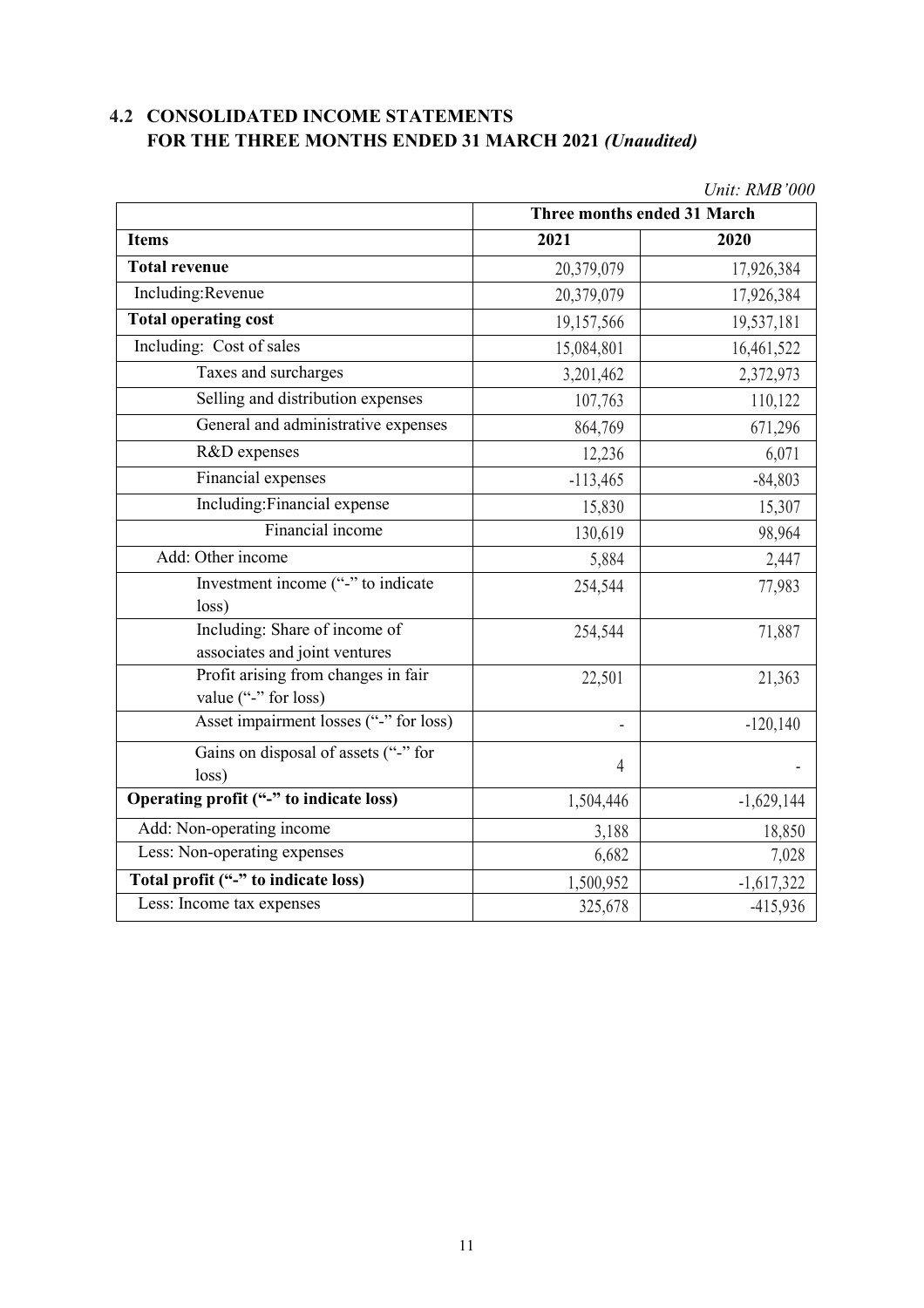## 4.2 CONSOLIDATED INCOME STATEMENTS FOR THE THREE MONTHS ENDED 31 MARCH 2021 *(Unaudited)*

*Unit: RMB'000*

| | Three months ended 31 March | |
|---|---|---|
| **Items** | **2021** | **2020** |
| **Total revenue** | 20,379,079 | 17,926,384 |
| Including:Revenue | 20,379,079 | 17,926,384 |
| **Total operating cost** | 19,157,566 | 19,537,181 |
| Including: Cost of sales | 15,084,801 | 16,461,522 |
| Taxes and surcharges | 3,201,462 | 2,372,973 |
| Selling and distribution expenses | 107,763 | 110,122 |
| General and administrative expenses | 864,769 | 671,296 |
| R&D expenses | 12,236 | 6,071 |
| Financial expenses | -113,465 | -84,803 |
| Including:Financial expense | 15,830 | 15,307 |
| Financial income | 130,619 | 98,964 |
| Add: Other income | 5,884 | 2,447 |
| Investment income ("-" to indicate loss) | 254,544 | 77,983 |
| Including: Share of income of associates and joint ventures | 254,544 | 71,887 |
| Profit arising from changes in fair value ("-" for loss) | 22,501 | 21,363 |
| Asset impairment losses ("-" for loss) | - | -120,140 |
| Gains on disposal of assets ("-" for loss) | 4 | - |
| **Operating profit ("-" to indicate loss)** | 1,504,446 | -1,629,144 |
| Add: Non-operating income | 3,188 | 18,850 |
| Less: Non-operating expenses | 6,682 | 7,028 |
| **Total profit ("-" to indicate loss)** | 1,500,952 | -1,617,322 |
| Less: Income tax expenses | 325,678 | -415,936 |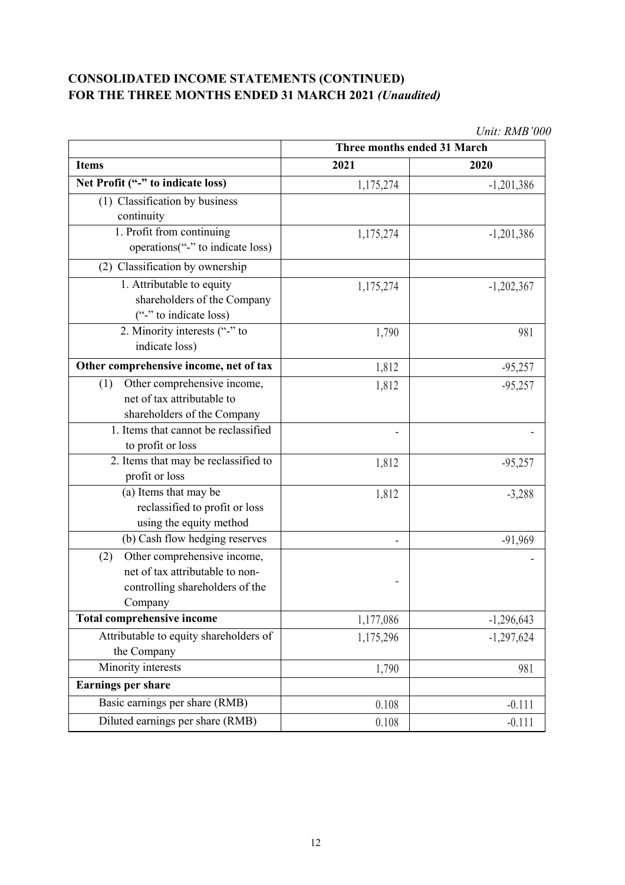# CONSOLIDATED INCOME STATEMENTS (CONTINUED)
# FOR THE THREE MONTHS ENDED 31 MARCH 2021 *(Unaudited)*

*Unit: RMB'000*

| | Three months ended 31 March | |
|---|---|---|
| **Items** | **2021** | **2020** |
| **Net Profit ("-" to indicate loss)** | 1,175,274 | -1,201,386 |
| (1) Classification by business continuity | | |
| 1. Profit from continuing operations("-" to indicate loss) | 1,175,274 | -1,201,386 |
| (2) Classification by ownership | | |
| 1. Attributable to equity shareholders of the Company ("-" to indicate loss) | 1,175,274 | -1,202,367 |
| 2. Minority interests ("-" to indicate loss) | 1,790 | 981 |
| **Other comprehensive income, net of tax** | 1,812 | -95,257 |
| (1) Other comprehensive income, net of tax attributable to shareholders of the Company | 1,812 | -95,257 |
| 1. Items that cannot be reclassified to profit or loss | - | - |
| 2. Items that may be reclassified to profit or loss | 1,812 | -95,257 |
| (a) Items that may be reclassified to profit or loss using the equity method | 1,812 | -3,288 |
| (b) Cash flow hedging reserves | - | -91,969 |
| (2) Other comprehensive income, net of tax attributable to non-controlling shareholders of the Company | - | - |
| **Total comprehensive income** | 1,177,086 | -1,296,643 |
| Attributable to equity shareholders of the Company | 1,175,296 | -1,297,624 |
| Minority interests | 1,790 | 981 |
| **Earnings per share** | | |
| Basic earnings per share (RMB) | 0.108 | -0.111 |
| Diluted earnings per share (RMB) | 0.108 | -0.111 |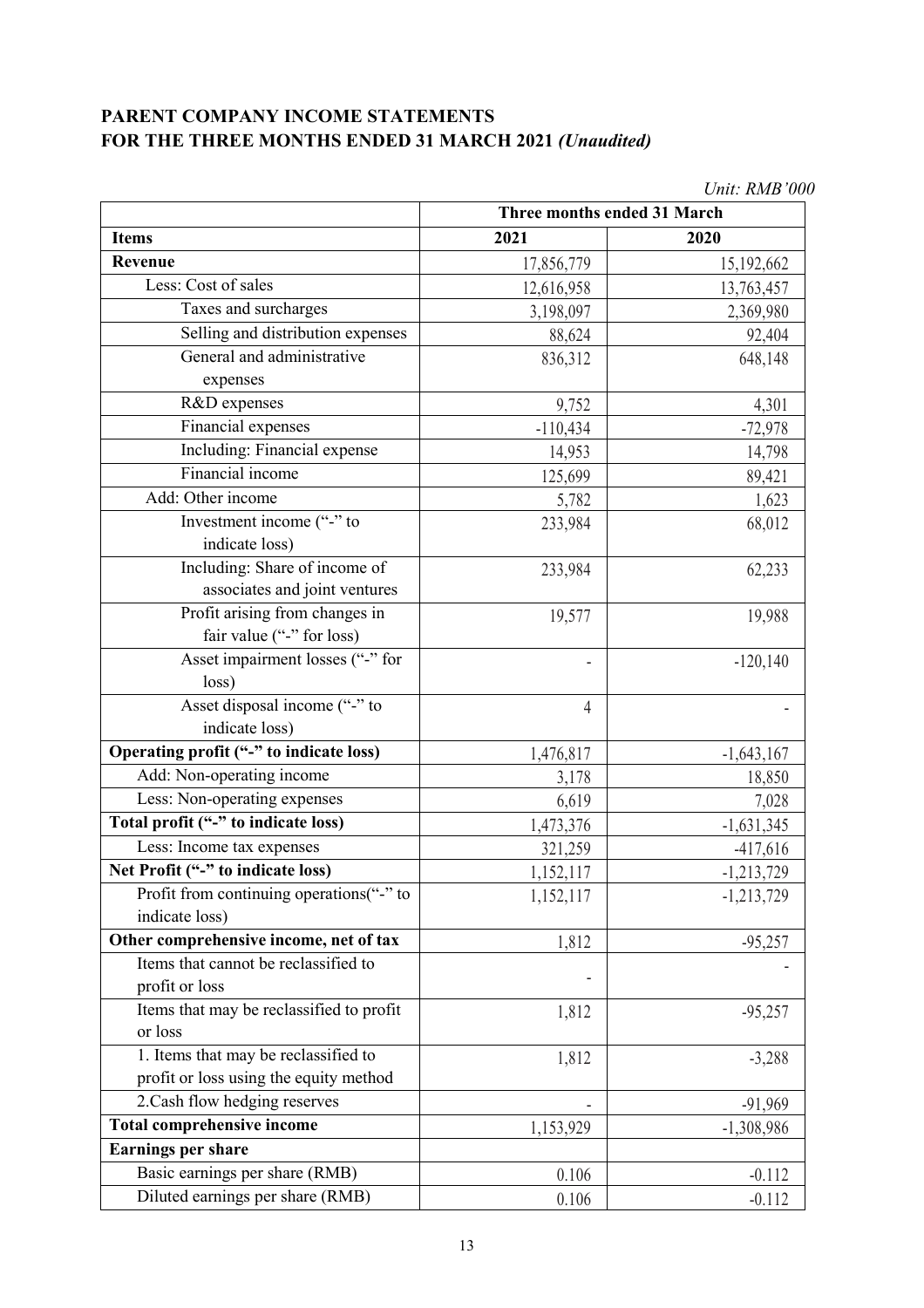**PARENT COMPANY INCOME STATEMENTS**
**FOR THE THREE MONTHS ENDED 31 MARCH 2021** ***(Unaudited)***

*Unit: RMB'000*

| | Three months ended 31 March | |
|---|---|---|
| **Items** | **2021** | **2020** |
| **Revenue** | 17,856,779 | 15,192,662 |
| Less: Cost of sales | 12,616,958 | 13,763,457 |
| Taxes and surcharges | 3,198,097 | 2,369,980 |
| Selling and distribution expenses | 88,624 | 92,404 |
| General and administrative expenses | 836,312 | 648,148 |
| R&D expenses | 9,752 | 4,301 |
| Financial expenses | -110,434 | -72,978 |
| Including: Financial expense | 14,953 | 14,798 |
| Financial income | 125,699 | 89,421 |
| Add: Other income | 5,782 | 1,623 |
| Investment income ("-" to indicate loss) | 233,984 | 68,012 |
| Including: Share of income of associates and joint ventures | 233,984 | 62,233 |
| Profit arising from changes in fair value ("-" for loss) | 19,577 | 19,988 |
| Asset impairment losses ("-" for loss) | - | -120,140 |
| Asset disposal income ("-" to indicate loss) | 4 | - |
| **Operating profit ("-" to indicate loss)** | 1,476,817 | -1,643,167 |
| Add: Non-operating income | 3,178 | 18,850 |
| Less: Non-operating expenses | 6,619 | 7,028 |
| **Total profit ("-" to indicate loss)** | 1,473,376 | -1,631,345 |
| Less: Income tax expenses | 321,259 | -417,616 |
| **Net Profit ("-" to indicate loss)** | 1,152,117 | -1,213,729 |
| Profit from continuing operations("-" to indicate loss) | 1,152,117 | -1,213,729 |
| **Other comprehensive income, net of tax** | 1,812 | -95,257 |
| Items that cannot be reclassified to profit or loss | - | - |
| Items that may be reclassified to profit or loss | 1,812 | -95,257 |
| 1. Items that may be reclassified to profit or loss using the equity method | 1,812 | -3,288 |
| 2.Cash flow hedging reserves | - | -91,969 |
| **Total comprehensive income** | 1,153,929 | -1,308,986 |
| **Earnings per share** | | |
| Basic earnings per share (RMB) | 0.106 | -0.112 |
| Diluted earnings per share (RMB) | 0.106 | -0.112 |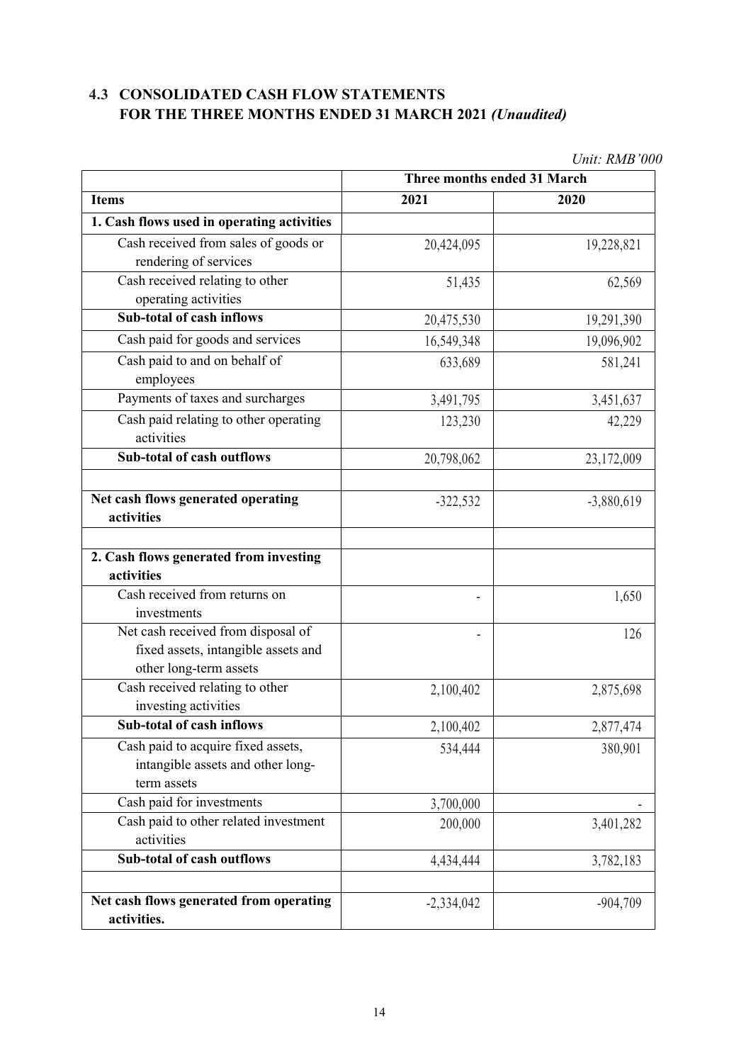## 4.3 CONSOLIDATED CASH FLOW STATEMENTS FOR THE THREE MONTHS ENDED 31 MARCH 2021 *(Unaudited)*

*Unit: RMB'000*

| | Three months ended 31 March | |
|---|---|---|
| **Items** | **2021** | **2020** |
| **1. Cash flows used in operating activities** | | |
| Cash received from sales of goods or rendering of services | 20,424,095 | 19,228,821 |
| Cash received relating to other operating activities | 51,435 | 62,569 |
| **Sub-total of cash inflows** | 20,475,530 | 19,291,390 |
| Cash paid for goods and services | 16,549,348 | 19,096,902 |
| Cash paid to and on behalf of employees | 633,689 | 581,241 |
| Payments of taxes and surcharges | 3,491,795 | 3,451,637 |
| Cash paid relating to other operating activities | 123,230 | 42,229 |
| **Sub-total of cash outflows** | 20,798,062 | 23,172,009 |
| | | |
| **Net cash flows generated operating activities** | -322,532 | -3,880,619 |
| | | |
| **2. Cash flows generated from investing activities** | | |
| Cash received from returns on investments | - | 1,650 |
| Net cash received from disposal of fixed assets, intangible assets and other long-term assets | - | 126 |
| Cash received relating to other investing activities | 2,100,402 | 2,875,698 |
| **Sub-total of cash inflows** | 2,100,402 | 2,877,474 |
| Cash paid to acquire fixed assets, intangible assets and other long-term assets | 534,444 | 380,901 |
| Cash paid for investments | 3,700,000 | - |
| Cash paid to other related investment activities | 200,000 | 3,401,282 |
| **Sub-total of cash outflows** | 4,434,444 | 3,782,183 |
| | | |
| **Net cash flows generated from operating activities.** | -2,334,042 | -904,709 |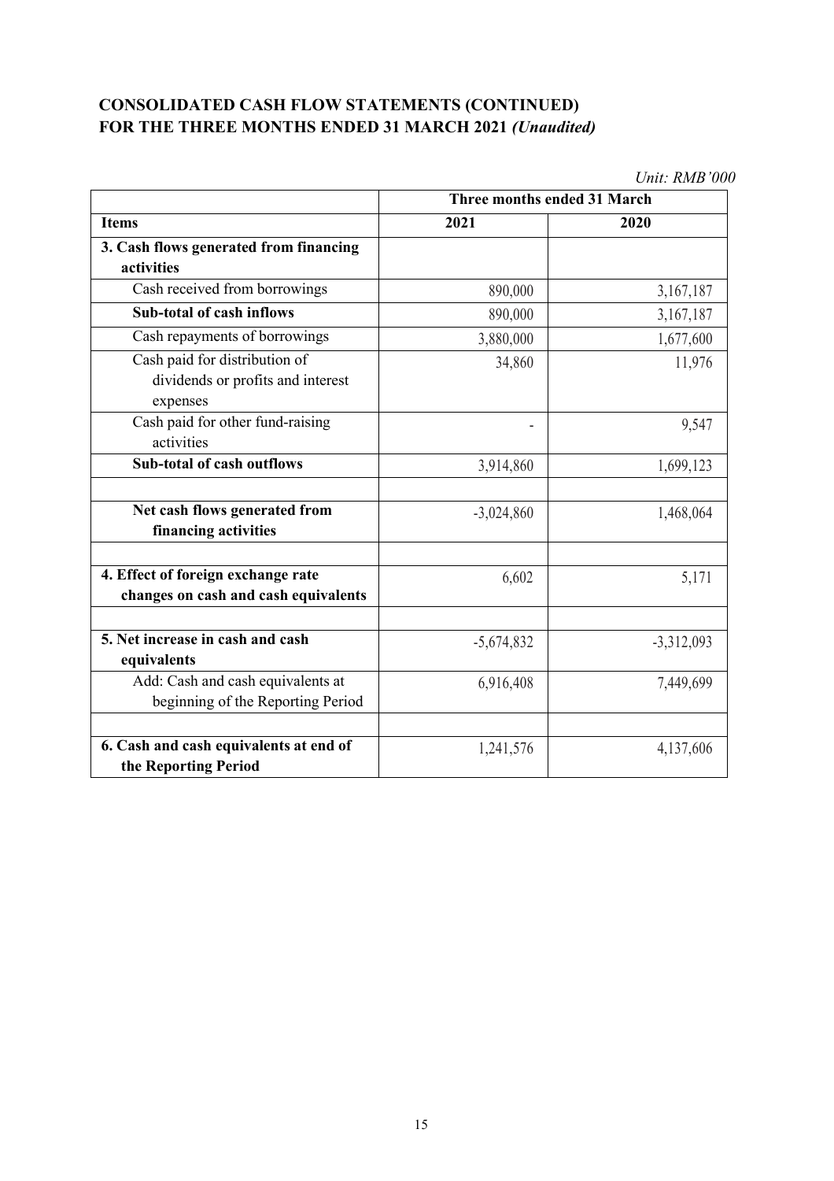## CONSOLIDATED CASH FLOW STATEMENTS (CONTINUED)
## FOR THE THREE MONTHS ENDED 31 MARCH 2021 *(Unaudited)*

*Unit: RMB'000*

| | Three months ended 31 March | |
|---|---|---|
| **Items** | **2021** | **2020** |
| **3. Cash flows generated from financing activities** | | |
| Cash received from borrowings | 890,000 | 3,167,187 |
| **Sub-total of cash inflows** | 890,000 | 3,167,187 |
| Cash repayments of borrowings | 3,880,000 | 1,677,600 |
| Cash paid for distribution of dividends or profits and interest expenses | 34,860 | 11,976 |
| Cash paid for other fund-raising activities | - | 9,547 |
| **Sub-total of cash outflows** | 3,914,860 | 1,699,123 |
| | | |
| **Net cash flows generated from financing activities** | -3,024,860 | 1,468,064 |
| | | |
| **4. Effect of foreign exchange rate changes on cash and cash equivalents** | 6,602 | 5,171 |
| | | |
| **5. Net increase in cash and cash equivalents** | -5,674,832 | -3,312,093 |
| Add: Cash and cash equivalents at beginning of the Reporting Period | 6,916,408 | 7,449,699 |
| | | |
| **6. Cash and cash equivalents at end of the Reporting Period** | 1,241,576 | 4,137,606 |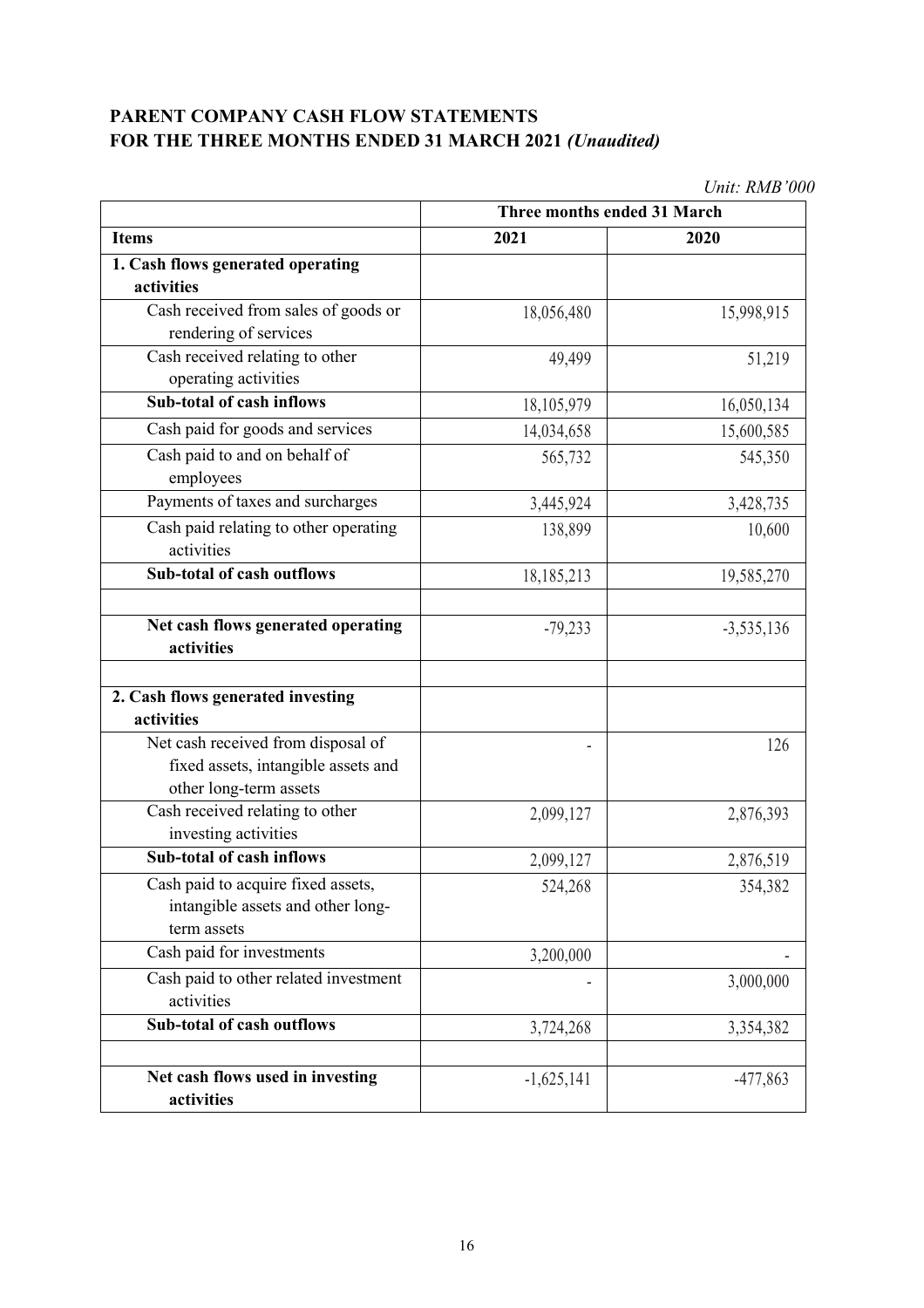# PARENT COMPANY CASH FLOW STATEMENTS
# FOR THE THREE MONTHS ENDED 31 MARCH 2021 *(Unaudited)*

*Unit: RMB'000*

| | Three months ended 31 March | |
|---|---|---|
| **Items** | **2021** | **2020** |
| **1. Cash flows generated operating activities** | | |
| Cash received from sales of goods or rendering of services | 18,056,480 | 15,998,915 |
| Cash received relating to other operating activities | 49,499 | 51,219 |
| **Sub-total of cash inflows** | 18,105,979 | 16,050,134 |
| Cash paid for goods and services | 14,034,658 | 15,600,585 |
| Cash paid to and on behalf of employees | 565,732 | 545,350 |
| Payments of taxes and surcharges | 3,445,924 | 3,428,735 |
| Cash paid relating to other operating activities | 138,899 | 10,600 |
| **Sub-total of cash outflows** | 18,185,213 | 19,585,270 |
| | | |
| **Net cash flows generated operating activities** | -79,233 | -3,535,136 |
| | | |
| **2. Cash flows generated investing activities** | | |
| Net cash received from disposal of fixed assets, intangible assets and other long-term assets | - | 126 |
| Cash received relating to other investing activities | 2,099,127 | 2,876,393 |
| **Sub-total of cash inflows** | 2,099,127 | 2,876,519 |
| Cash paid to acquire fixed assets, intangible assets and other long-term assets | 524,268 | 354,382 |
| Cash paid for investments | 3,200,000 | - |
| Cash paid to other related investment activities | - | 3,000,000 |
| **Sub-total of cash outflows** | 3,724,268 | 3,354,382 |
| | | |
| **Net cash flows used in investing activities** | -1,625,141 | -477,863 |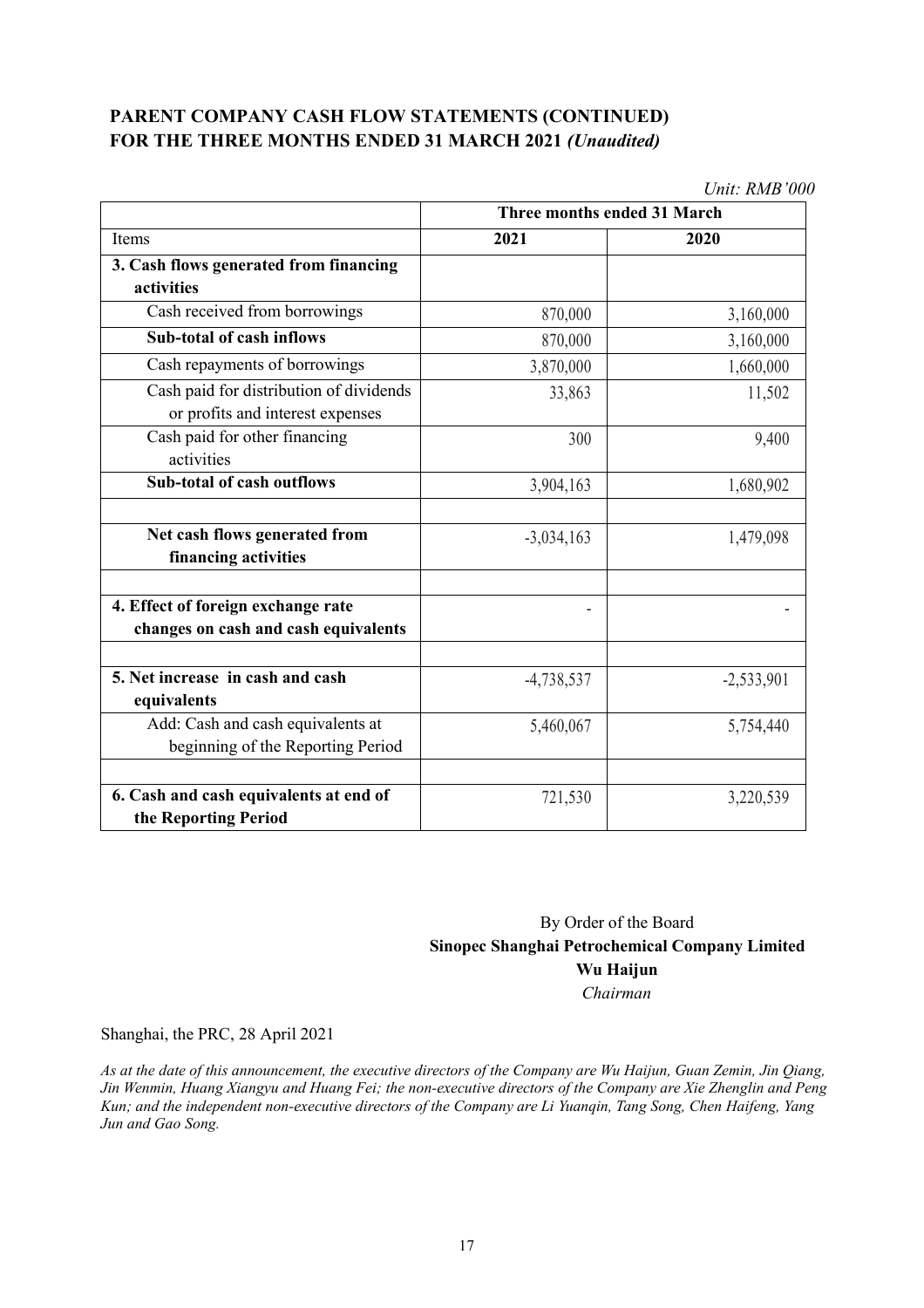**PARENT COMPANY CASH FLOW STATEMENTS (CONTINUED)**
**FOR THE THREE MONTHS ENDED 31 MARCH 2021** ***(Unaudited)***

*Unit: RMB'000*

| | Three months ended 31 March | |
|---|---|---|
| Items | **2021** | **2020** |
| **3. Cash flows generated from financing activities** | | |
| Cash received from borrowings | 870,000 | 3,160,000 |
| **Sub-total of cash inflows** | 870,000 | 3,160,000 |
| Cash repayments of borrowings | 3,870,000 | 1,660,000 |
| Cash paid for distribution of dividends or profits and interest expenses | 33,863 | 11,502 |
| Cash paid for other financing activities | 300 | 9,400 |
| **Sub-total of cash outflows** | 3,904,163 | 1,680,902 |
| | | |
| **Net cash flows generated from financing activities** | -3,034,163 | 1,479,098 |
| | | |
| **4. Effect of foreign exchange rate changes on cash and cash equivalents** | - | - |
| | | |
| **5. Net increase in cash and cash equivalents** | -4,738,537 | -2,533,901 |
| Add: Cash and cash equivalents at beginning of the Reporting Period | 5,460,067 | 5,754,440 |
| | | |
| **6. Cash and cash equivalents at end of the Reporting Period** | 721,530 | 3,220,539 |

By Order of the Board
**Sinopec Shanghai Petrochemical Company Limited**
**Wu Haijun**
*Chairman*

Shanghai, the PRC, 28 April 2021

*As at the date of this announcement, the executive directors of the Company are Wu Haijun, Guan Zemin, Jin Qiang, Jin Wenmin, Huang Xiangyu and Huang Fei; the non-executive directors of the Company are Xie Zhenglin and Peng Kun; and the independent non-executive directors of the Company are Li Yuanqin, Tang Song, Chen Haifeng, Yang Jun and Gao Song.*